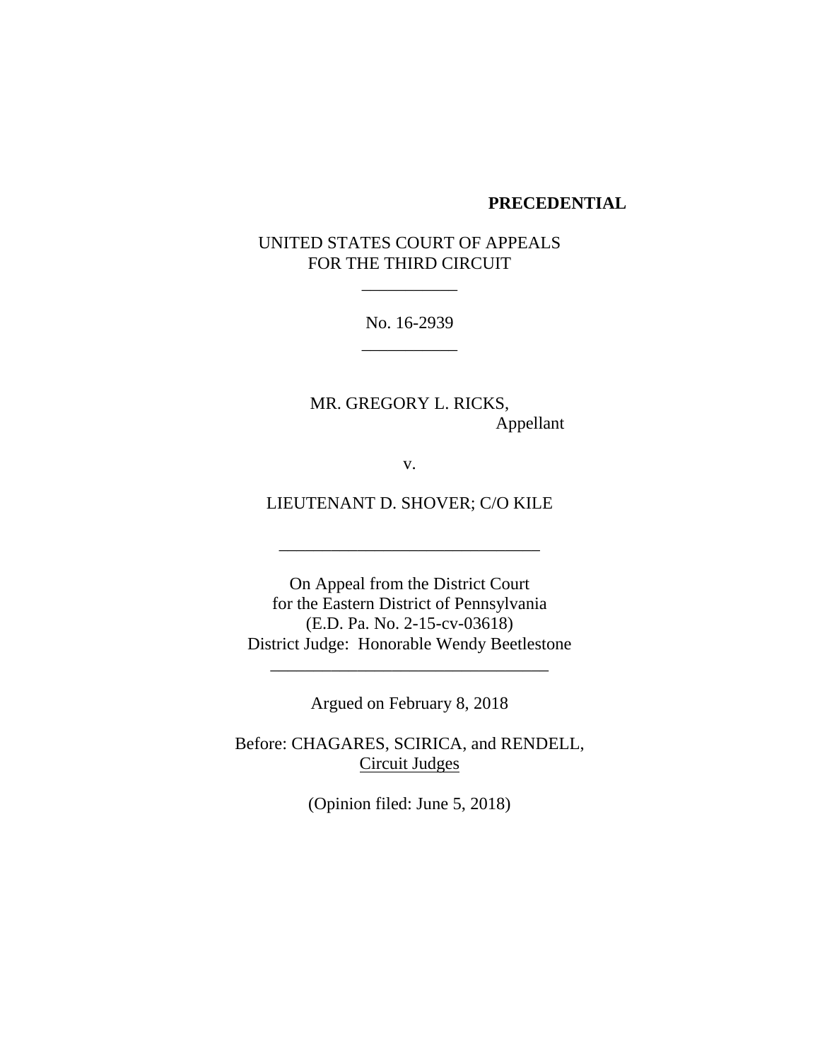**PRECEDENTIAL**

UNITED STATES COURT OF APPEALS
FOR THE THIRD CIRCUIT

\_\_\_\_\_\_\_\_\_\_\_

No. 16-2939

\_\_\_\_\_\_\_\_\_\_\_

MR. GREGORY L. RICKS,
Appellant

v.

LIEUTENANT D. SHOVER; C/O KILE

\_\_\_\_\_\_\_\_\_\_\_\_\_\_\_\_\_\_\_\_\_\_\_\_\_\_\_\_\_\_

On Appeal from the District Court
for the Eastern District of Pennsylvania
(E.D. Pa. No. 2-15-cv-03618)
District Judge: Honorable Wendy Beetlestone

\_\_\_\_\_\_\_\_\_\_\_\_\_\_\_\_\_\_\_\_\_\_\_\_\_\_\_\_\_\_\_\_

Argued on February 8, 2018

Before: CHAGARES, SCIRICA, and RENDELL, Circuit Judges

(Opinion filed: June 5, 2018)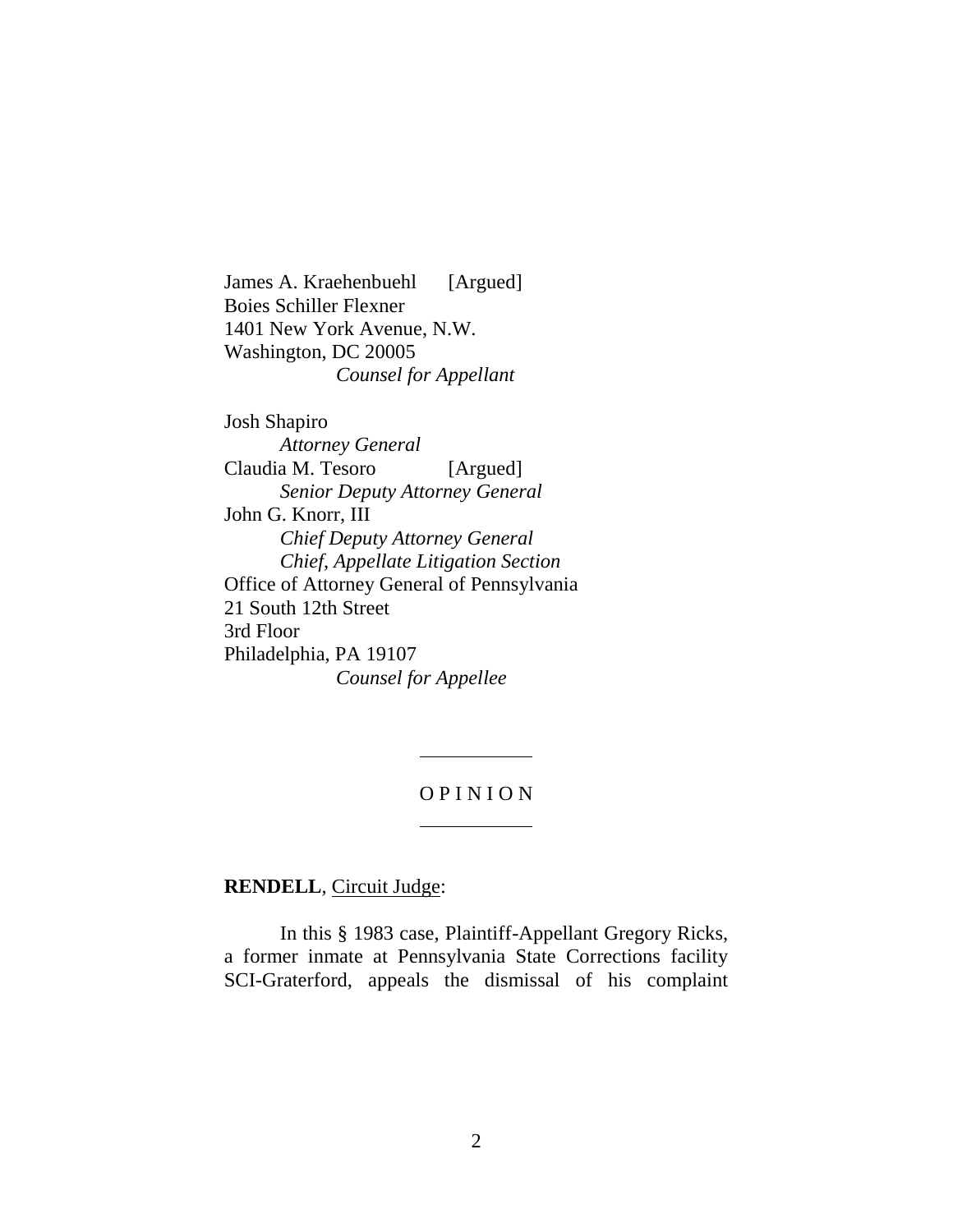James A. Kraehenbuehl [Argued]
Boies Schiller Flexner
1401 New York Avenue, N.W.
Washington, DC 20005
*Counsel for Appellant*

Josh Shapiro
*Attorney General*
Claudia M. Tesoro [Argued]
*Senior Deputy Attorney General*
John G. Knorr, III
*Chief Deputy Attorney General*
*Chief, Appellate Litigation Section*
Office of Attorney General of Pennsylvania
21 South 12th Street
3rd Floor
Philadelphia, PA 19107
*Counsel for Appellee*

---

O P I N I O N

---

**RENDELL**, Circuit Judge:

In this § 1983 case, Plaintiff-Appellant Gregory Ricks, a former inmate at Pennsylvania State Corrections facility SCI-Graterford, appeals the dismissal of his complaint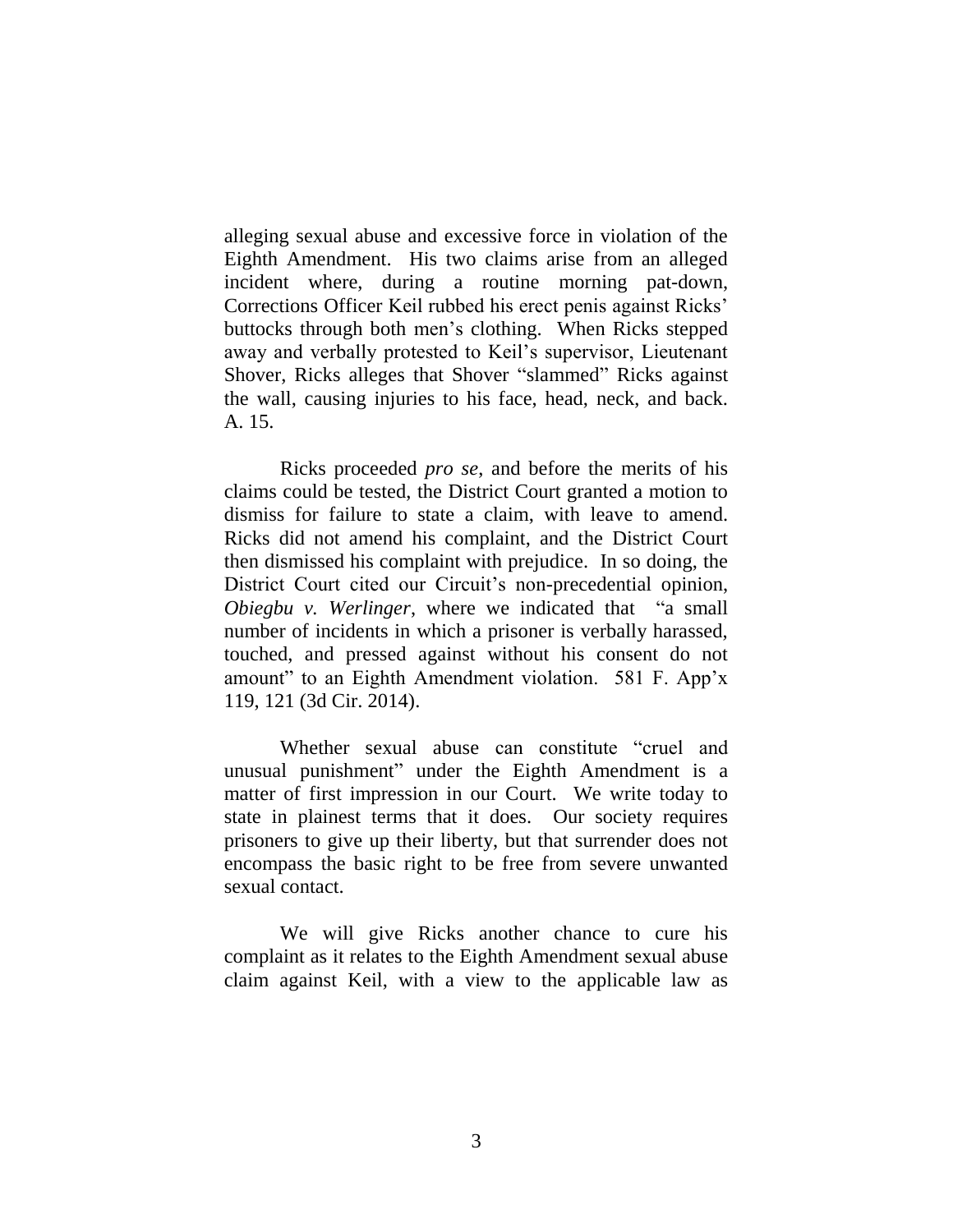alleging sexual abuse and excessive force in violation of the Eighth Amendment. His two claims arise from an alleged incident where, during a routine morning pat-down, Corrections Officer Keil rubbed his erect penis against Ricks' buttocks through both men's clothing. When Ricks stepped away and verbally protested to Keil's supervisor, Lieutenant Shover, Ricks alleges that Shover "slammed" Ricks against the wall, causing injuries to his face, head, neck, and back. A. 15.

Ricks proceeded *pro se*, and before the merits of his claims could be tested, the District Court granted a motion to dismiss for failure to state a claim, with leave to amend. Ricks did not amend his complaint, and the District Court then dismissed his complaint with prejudice. In so doing, the District Court cited our Circuit's non-precedential opinion, *Obiegbu v. Werlinger*, where we indicated that "a small number of incidents in which a prisoner is verbally harassed, touched, and pressed against without his consent do not amount" to an Eighth Amendment violation. 581 F. App'x 119, 121 (3d Cir. 2014).

Whether sexual abuse can constitute "cruel and unusual punishment" under the Eighth Amendment is a matter of first impression in our Court. We write today to state in plainest terms that it does. Our society requires prisoners to give up their liberty, but that surrender does not encompass the basic right to be free from severe unwanted sexual contact.

We will give Ricks another chance to cure his complaint as it relates to the Eighth Amendment sexual abuse claim against Keil, with a view to the applicable law as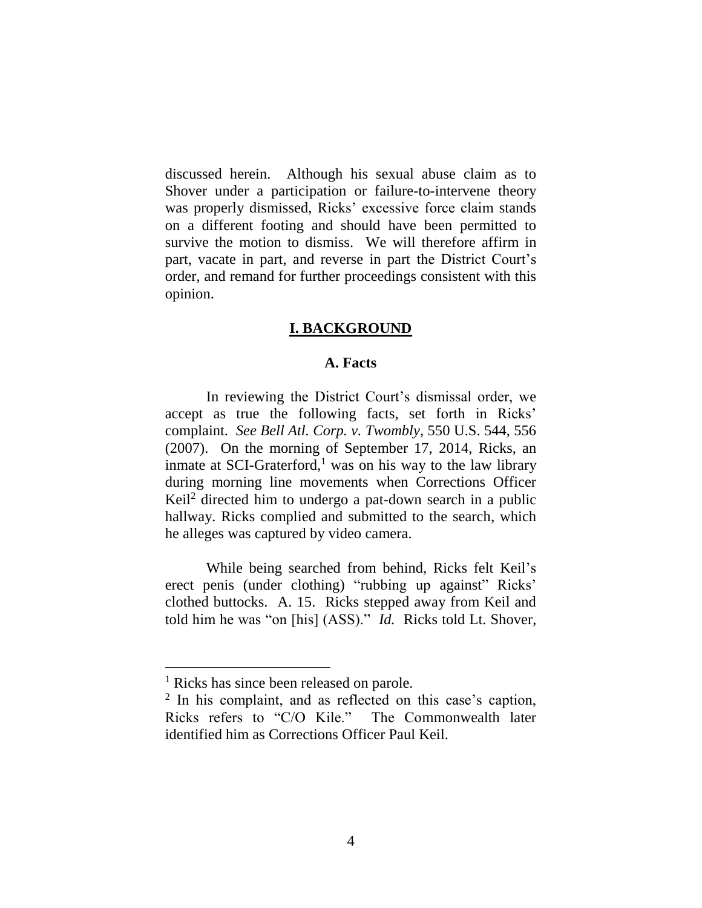discussed herein. Although his sexual abuse claim as to Shover under a participation or failure-to-intervene theory was properly dismissed, Ricks' excessive force claim stands on a different footing and should have been permitted to survive the motion to dismiss. We will therefore affirm in part, vacate in part, and reverse in part the District Court's order, and remand for further proceedings consistent with this opinion.

## I. BACKGROUND

### A. Facts

In reviewing the District Court's dismissal order, we accept as true the following facts, set forth in Ricks' complaint. *See Bell Atl. Corp. v. Twombly*, 550 U.S. 544, 556 (2007). On the morning of September 17, 2014, Ricks, an inmate at SCI-Graterford,[1] was on his way to the law library during morning line movements when Corrections Officer Keil[2] directed him to undergo a pat-down search in a public hallway. Ricks complied and submitted to the search, which he alleges was captured by video camera.

While being searched from behind, Ricks felt Keil's erect penis (under clothing) "rubbing up against" Ricks' clothed buttocks. A. 15. Ricks stepped away from Keil and told him he was "on [his] (ASS)." *Id.* Ricks told Lt. Shover,

---

[1] Ricks has since been released on parole.

[2] In his complaint, and as reflected on this case's caption, Ricks refers to "C/O Kile." The Commonwealth later identified him as Corrections Officer Paul Keil.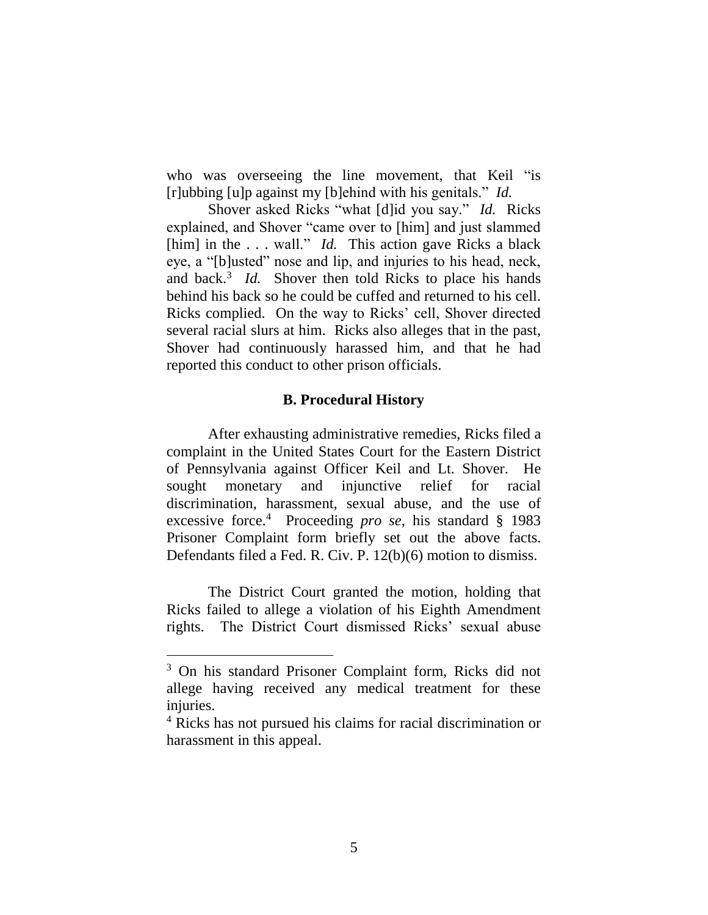who was overseeing the line movement, that Keil "is [r]ubbing [u]p against my [b]ehind with his genitals." *Id.*

Shover asked Ricks "what [d]id you say." *Id.* Ricks explained, and Shover "came over to [him] and just slammed [him] in the . . . wall." *Id.* This action gave Ricks a black eye, a "[b]usted" nose and lip, and injuries to his head, neck, and back.[3] *Id.* Shover then told Ricks to place his hands behind his back so he could be cuffed and returned to his cell. Ricks complied. On the way to Ricks' cell, Shover directed several racial slurs at him. Ricks also alleges that in the past, Shover had continuously harassed him, and that he had reported this conduct to other prison officials.

### B. Procedural History

After exhausting administrative remedies, Ricks filed a complaint in the United States Court for the Eastern District of Pennsylvania against Officer Keil and Lt. Shover. He sought monetary and injunctive relief for racial discrimination, harassment, sexual abuse, and the use of excessive force.[4] Proceeding *pro se*, his standard § 1983 Prisoner Complaint form briefly set out the above facts. Defendants filed a Fed. R. Civ. P. 12(b)(6) motion to dismiss.

The District Court granted the motion, holding that Ricks failed to allege a violation of his Eighth Amendment rights. The District Court dismissed Ricks' sexual abuse

---

[3] On his standard Prisoner Complaint form, Ricks did not allege having received any medical treatment for these injuries.

[4] Ricks has not pursued his claims for racial discrimination or harassment in this appeal.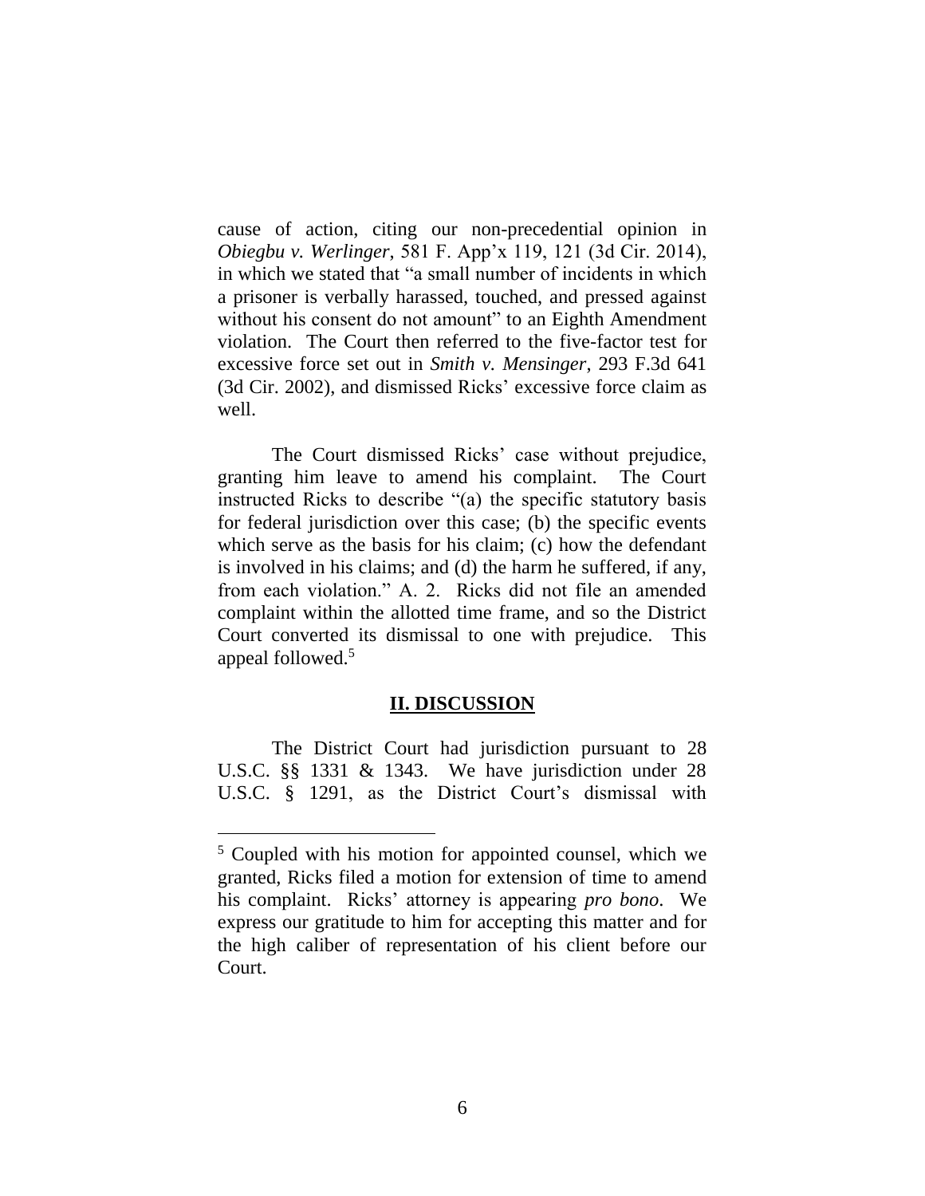cause of action, citing our non-precedential opinion in *Obiegbu v. Werlinger*, 581 F. App'x 119, 121 (3d Cir. 2014), in which we stated that "a small number of incidents in which a prisoner is verbally harassed, touched, and pressed against without his consent do not amount" to an Eighth Amendment violation. The Court then referred to the five-factor test for excessive force set out in *Smith v. Mensinger*, 293 F.3d 641 (3d Cir. 2002), and dismissed Ricks' excessive force claim as well.

The Court dismissed Ricks' case without prejudice, granting him leave to amend his complaint. The Court instructed Ricks to describe "(a) the specific statutory basis for federal jurisdiction over this case; (b) the specific events which serve as the basis for his claim; (c) how the defendant is involved in his claims; and (d) the harm he suffered, if any, from each violation." A. 2. Ricks did not file an amended complaint within the allotted time frame, and so the District Court converted its dismissal to one with prejudice. This appeal followed.[5]

## II. DISCUSSION

The District Court had jurisdiction pursuant to 28 U.S.C. §§ 1331 & 1343. We have jurisdiction under 28 U.S.C. § 1291, as the District Court's dismissal with

---

[5] Coupled with his motion for appointed counsel, which we granted, Ricks filed a motion for extension of time to amend his complaint. Ricks' attorney is appearing *pro bono*. We express our gratitude to him for accepting this matter and for the high caliber of representation of his client before our Court.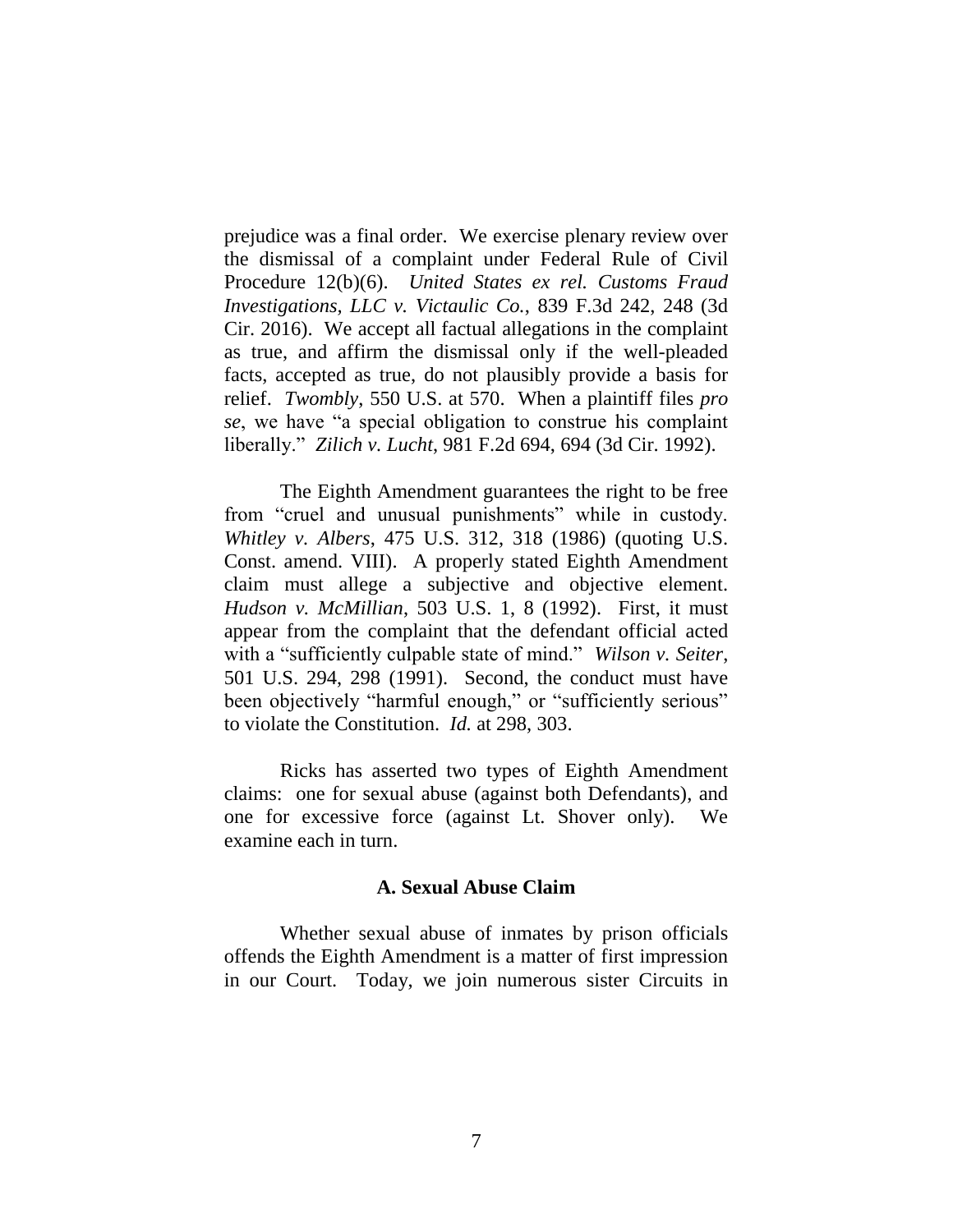prejudice was a final order. We exercise plenary review over the dismissal of a complaint under Federal Rule of Civil Procedure 12(b)(6). *United States ex rel. Customs Fraud Investigations, LLC v. Victaulic Co.*, 839 F.3d 242, 248 (3d Cir. 2016). We accept all factual allegations in the complaint as true, and affirm the dismissal only if the well-pleaded facts, accepted as true, do not plausibly provide a basis for relief. *Twombly*, 550 U.S. at 570. When a plaintiff files *pro se*, we have "a special obligation to construe his complaint liberally." *Zilich v. Lucht*, 981 F.2d 694, 694 (3d Cir. 1992).

The Eighth Amendment guarantees the right to be free from "cruel and unusual punishments" while in custody. *Whitley v. Albers*, 475 U.S. 312, 318 (1986) (quoting U.S. Const. amend. VIII). A properly stated Eighth Amendment claim must allege a subjective and objective element. *Hudson v. McMillian*, 503 U.S. 1, 8 (1992). First, it must appear from the complaint that the defendant official acted with a "sufficiently culpable state of mind." *Wilson v. Seiter*, 501 U.S. 294, 298 (1991). Second, the conduct must have been objectively "harmful enough," or "sufficiently serious" to violate the Constitution. *Id.* at 298, 303.

Ricks has asserted two types of Eighth Amendment claims: one for sexual abuse (against both Defendants), and one for excessive force (against Lt. Shover only). We examine each in turn.

### A. Sexual Abuse Claim

Whether sexual abuse of inmates by prison officials offends the Eighth Amendment is a matter of first impression in our Court. Today, we join numerous sister Circuits in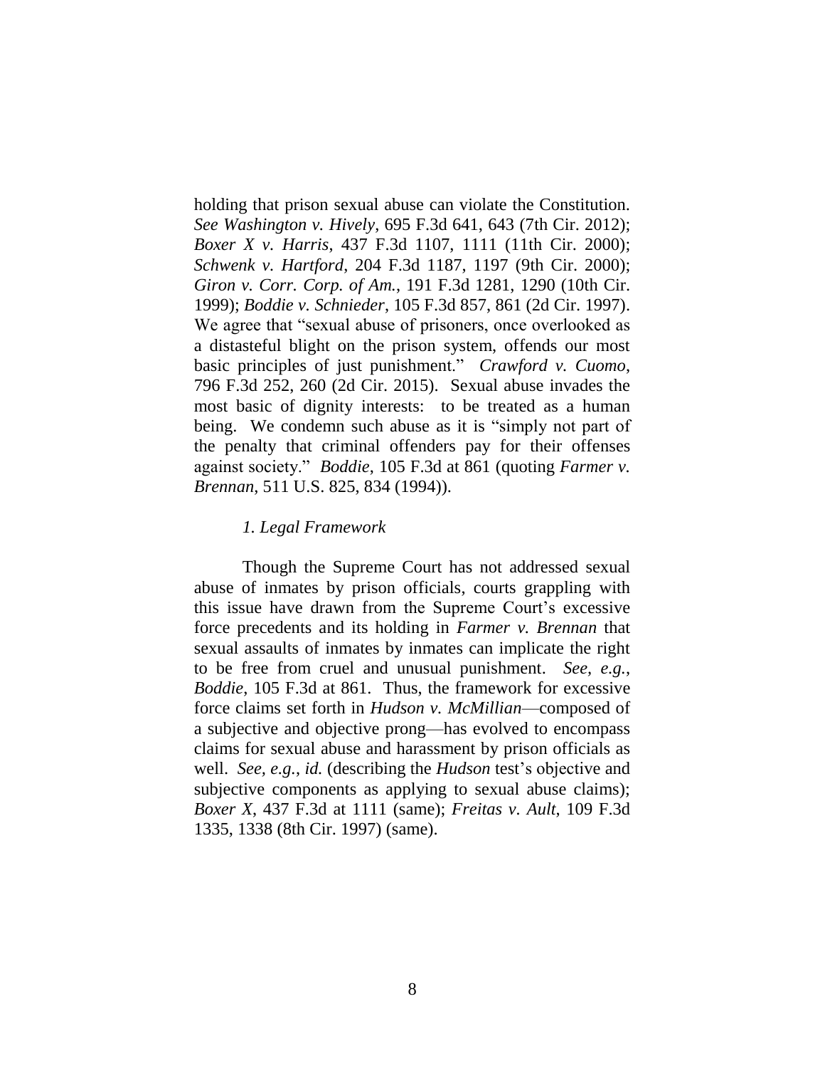holding that prison sexual abuse can violate the Constitution. *See Washington v. Hively*, 695 F.3d 641, 643 (7th Cir. 2012); *Boxer X v. Harris*, 437 F.3d 1107, 1111 (11th Cir. 2000); *Schwenk v. Hartford*, 204 F.3d 1187, 1197 (9th Cir. 2000); *Giron v. Corr. Corp. of Am.*, 191 F.3d 1281, 1290 (10th Cir. 1999); *Boddie v. Schnieder*, 105 F.3d 857, 861 (2d Cir. 1997). We agree that "sexual abuse of prisoners, once overlooked as a distasteful blight on the prison system, offends our most basic principles of just punishment." *Crawford v. Cuomo*, 796 F.3d 252, 260 (2d Cir. 2015). Sexual abuse invades the most basic of dignity interests: to be treated as a human being. We condemn such abuse as it is "simply not part of the penalty that criminal offenders pay for their offenses against society." *Boddie*, 105 F.3d at 861 (quoting *Farmer v. Brennan*, 511 U.S. 825, 834 (1994)).

### *1. Legal Framework*

Though the Supreme Court has not addressed sexual abuse of inmates by prison officials, courts grappling with this issue have drawn from the Supreme Court's excessive force precedents and its holding in *Farmer v. Brennan* that sexual assaults of inmates by inmates can implicate the right to be free from cruel and unusual punishment. *See, e.g.*, *Boddie*, 105 F.3d at 861. Thus, the framework for excessive force claims set forth in *Hudson v. McMillian*—composed of a subjective and objective prong—has evolved to encompass claims for sexual abuse and harassment by prison officials as well. *See, e.g.*, *id.* (describing the *Hudson* test's objective and subjective components as applying to sexual abuse claims); *Boxer X*, 437 F.3d at 1111 (same); *Freitas v. Ault*, 109 F.3d 1335, 1338 (8th Cir. 1997) (same).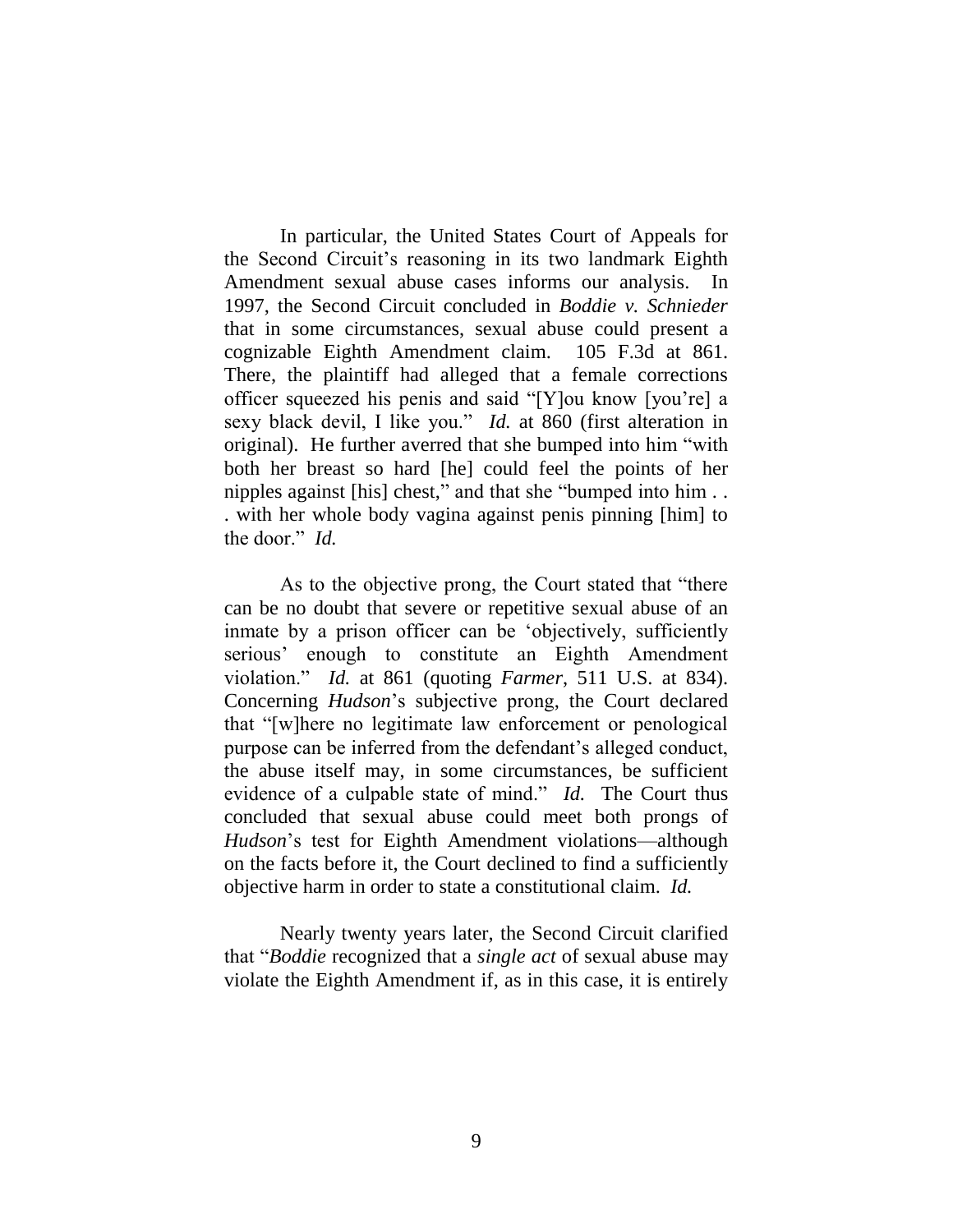In particular, the United States Court of Appeals for the Second Circuit's reasoning in its two landmark Eighth Amendment sexual abuse cases informs our analysis. In 1997, the Second Circuit concluded in *Boddie v. Schnieder* that in some circumstances, sexual abuse could present a cognizable Eighth Amendment claim. 105 F.3d at 861. There, the plaintiff had alleged that a female corrections officer squeezed his penis and said "[Y]ou know [you're] a sexy black devil, I like you." *Id.* at 860 (first alteration in original). He further averred that she bumped into him "with both her breast so hard [he] could feel the points of her nipples against [his] chest," and that she "bumped into him . . . with her whole body vagina against penis pinning [him] to the door." *Id.*

As to the objective prong, the Court stated that "there can be no doubt that severe or repetitive sexual abuse of an inmate by a prison officer can be 'objectively, sufficiently serious' enough to constitute an Eighth Amendment violation." *Id.* at 861 (quoting *Farmer*, 511 U.S. at 834). Concerning *Hudson*'s subjective prong, the Court declared that "[w]here no legitimate law enforcement or penological purpose can be inferred from the defendant's alleged conduct, the abuse itself may, in some circumstances, be sufficient evidence of a culpable state of mind." *Id.* The Court thus concluded that sexual abuse could meet both prongs of *Hudson*'s test for Eighth Amendment violations—although on the facts before it, the Court declined to find a sufficiently objective harm in order to state a constitutional claim. *Id.*

Nearly twenty years later, the Second Circuit clarified that "*Boddie* recognized that a *single act* of sexual abuse may violate the Eighth Amendment if, as in this case, it is entirely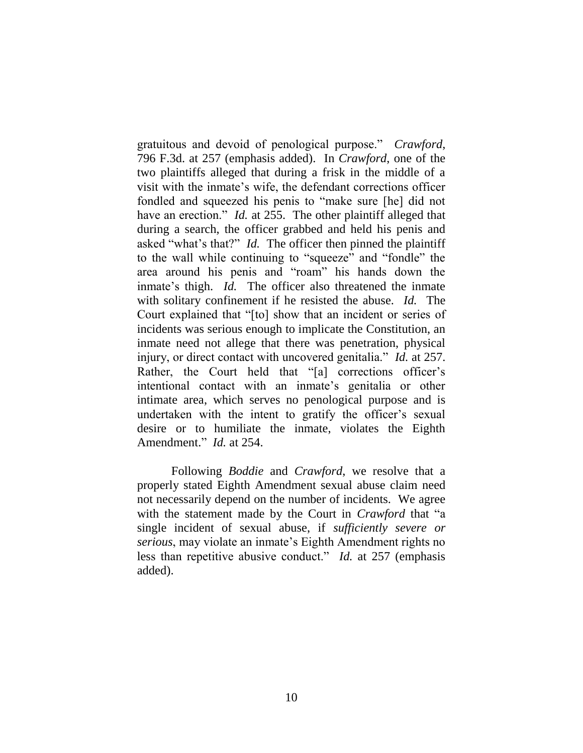gratuitous and devoid of penological purpose." *Crawford*, 796 F.3d. at 257 (emphasis added). In *Crawford*, one of the two plaintiffs alleged that during a frisk in the middle of a visit with the inmate's wife, the defendant corrections officer fondled and squeezed his penis to "make sure [he] did not have an erection." *Id.* at 255. The other plaintiff alleged that during a search, the officer grabbed and held his penis and asked "what's that?" *Id.* The officer then pinned the plaintiff to the wall while continuing to "squeeze" and "fondle" the area around his penis and "roam" his hands down the inmate's thigh. *Id.* The officer also threatened the inmate with solitary confinement if he resisted the abuse. *Id.* The Court explained that "[to] show that an incident or series of incidents was serious enough to implicate the Constitution, an inmate need not allege that there was penetration, physical injury, or direct contact with uncovered genitalia." *Id.* at 257. Rather, the Court held that "[a] corrections officer's intentional contact with an inmate's genitalia or other intimate area, which serves no penological purpose and is undertaken with the intent to gratify the officer's sexual desire or to humiliate the inmate, violates the Eighth Amendment." *Id.* at 254.

Following *Boddie* and *Crawford*, we resolve that a properly stated Eighth Amendment sexual abuse claim need not necessarily depend on the number of incidents. We agree with the statement made by the Court in *Crawford* that "a single incident of sexual abuse, if *sufficiently severe or serious*, may violate an inmate's Eighth Amendment rights no less than repetitive abusive conduct." *Id.* at 257 (emphasis added).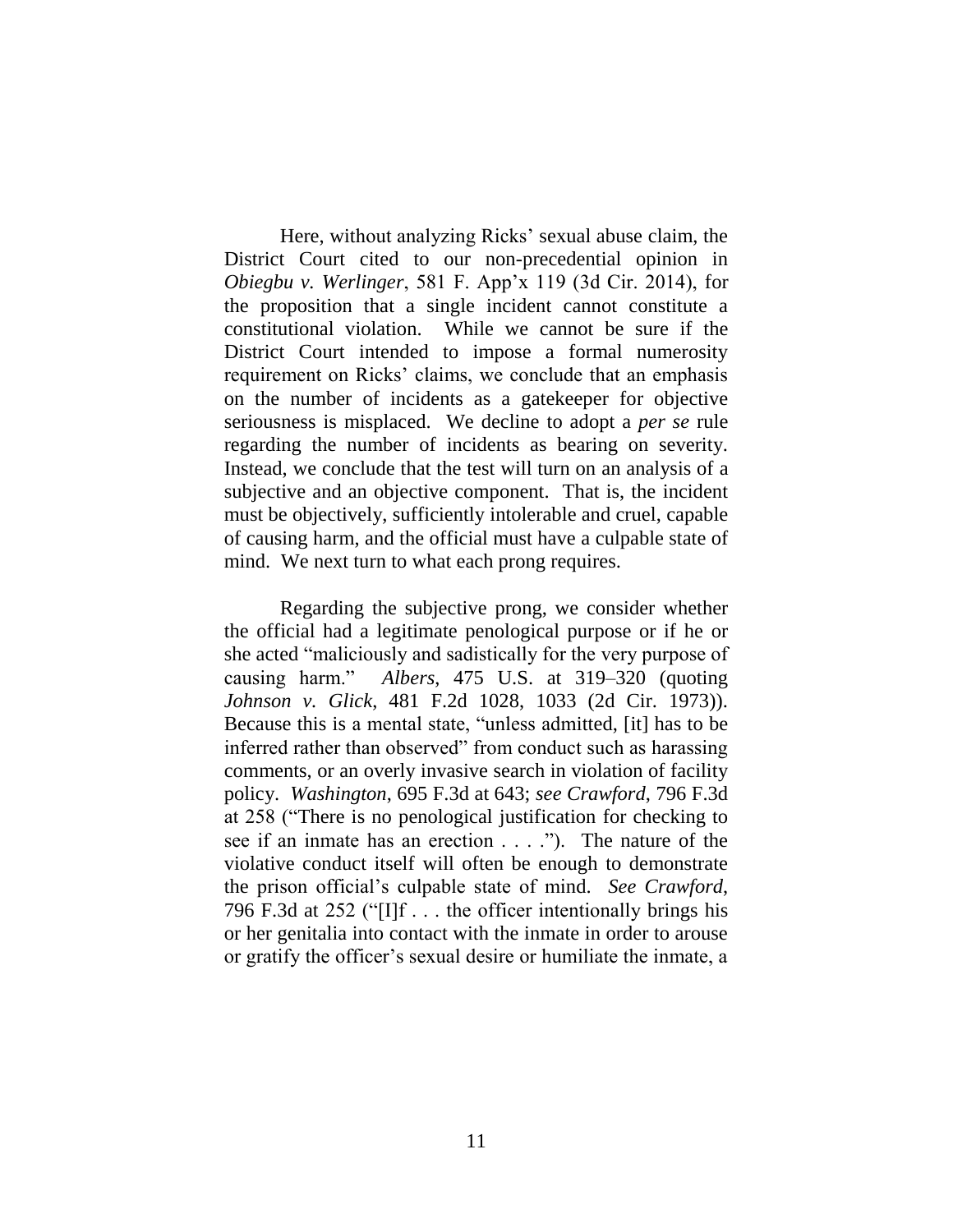Here, without analyzing Ricks' sexual abuse claim, the District Court cited to our non-precedential opinion in *Obiegbu v. Werlinger*, 581 F. App'x 119 (3d Cir. 2014), for the proposition that a single incident cannot constitute a constitutional violation. While we cannot be sure if the District Court intended to impose a formal numerosity requirement on Ricks' claims, we conclude that an emphasis on the number of incidents as a gatekeeper for objective seriousness is misplaced. We decline to adopt a *per se* rule regarding the number of incidents as bearing on severity. Instead, we conclude that the test will turn on an analysis of a subjective and an objective component. That is, the incident must be objectively, sufficiently intolerable and cruel, capable of causing harm, and the official must have a culpable state of mind. We next turn to what each prong requires.

Regarding the subjective prong, we consider whether the official had a legitimate penological purpose or if he or she acted "maliciously and sadistically for the very purpose of causing harm." *Albers*, 475 U.S. at 319–320 (quoting *Johnson v. Glick*, 481 F.2d 1028, 1033 (2d Cir. 1973)). Because this is a mental state, "unless admitted, [it] has to be inferred rather than observed" from conduct such as harassing comments, or an overly invasive search in violation of facility policy. *Washington*, 695 F.3d at 643; *see Crawford*, 796 F.3d at 258 ("There is no penological justification for checking to see if an inmate has an erection . . . ."). The nature of the violative conduct itself will often be enough to demonstrate the prison official's culpable state of mind. *See Crawford*, 796 F.3d at 252 ("[I]f . . . the officer intentionally brings his or her genitalia into contact with the inmate in order to arouse or gratify the officer's sexual desire or humiliate the inmate, a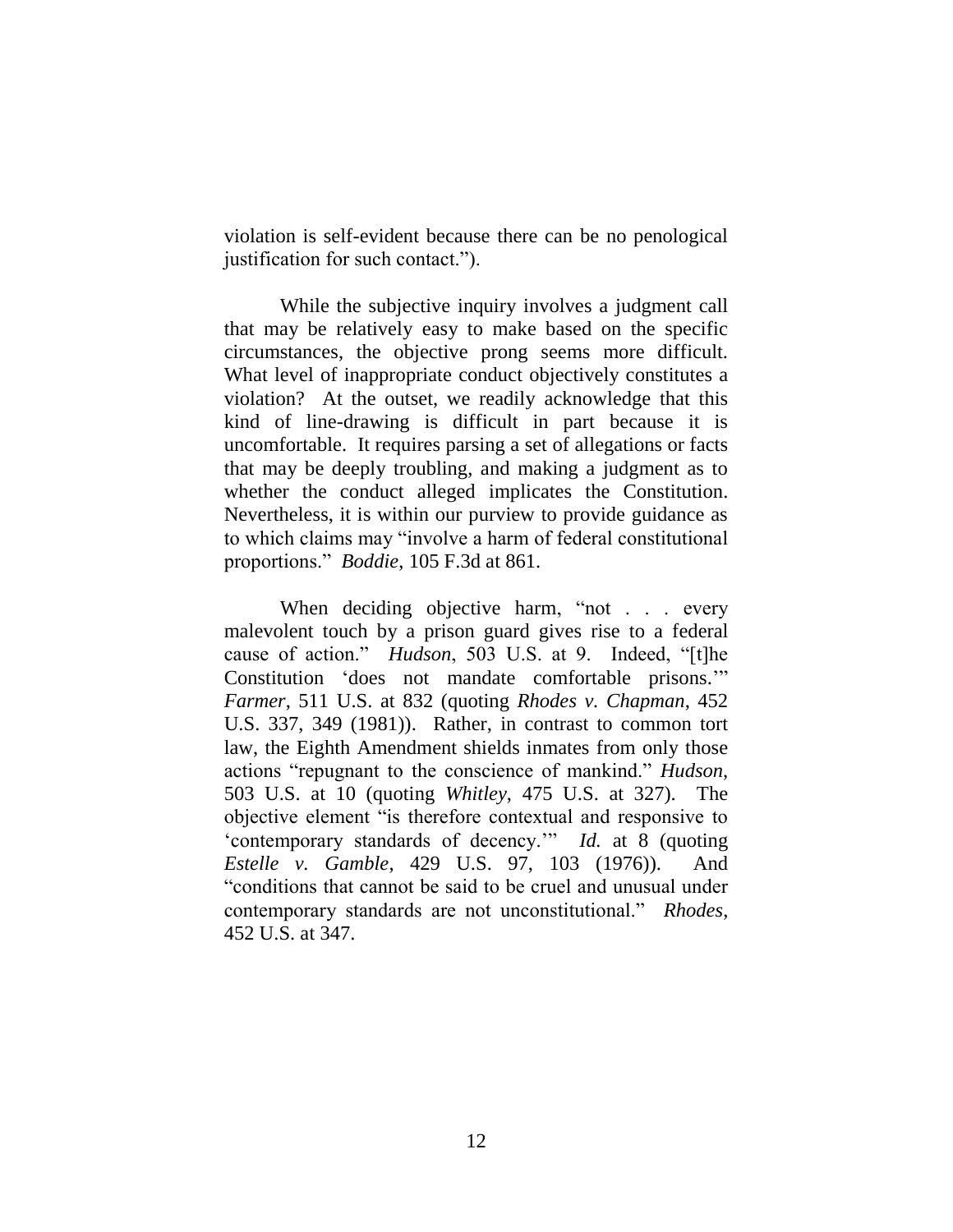violation is self-evident because there can be no penological justification for such contact.").

While the subjective inquiry involves a judgment call that may be relatively easy to make based on the specific circumstances, the objective prong seems more difficult. What level of inappropriate conduct objectively constitutes a violation? At the outset, we readily acknowledge that this kind of line-drawing is difficult in part because it is uncomfortable. It requires parsing a set of allegations or facts that may be deeply troubling, and making a judgment as to whether the conduct alleged implicates the Constitution. Nevertheless, it is within our purview to provide guidance as to which claims may "involve a harm of federal constitutional proportions." *Boddie*, 105 F.3d at 861.

When deciding objective harm, "not . . . every malevolent touch by a prison guard gives rise to a federal cause of action." *Hudson*, 503 U.S. at 9. Indeed, "[t]he Constitution 'does not mandate comfortable prisons.'" *Farmer*, 511 U.S. at 832 (quoting *Rhodes v. Chapman*, 452 U.S. 337, 349 (1981)). Rather, in contrast to common tort law, the Eighth Amendment shields inmates from only those actions "repugnant to the conscience of mankind." *Hudson*, 503 U.S. at 10 (quoting *Whitley*, 475 U.S. at 327). The objective element "is therefore contextual and responsive to 'contemporary standards of decency.'" *Id.* at 8 (quoting *Estelle v. Gamble*, 429 U.S. 97, 103 (1976)). And "conditions that cannot be said to be cruel and unusual under contemporary standards are not unconstitutional." *Rhodes*, 452 U.S. at 347.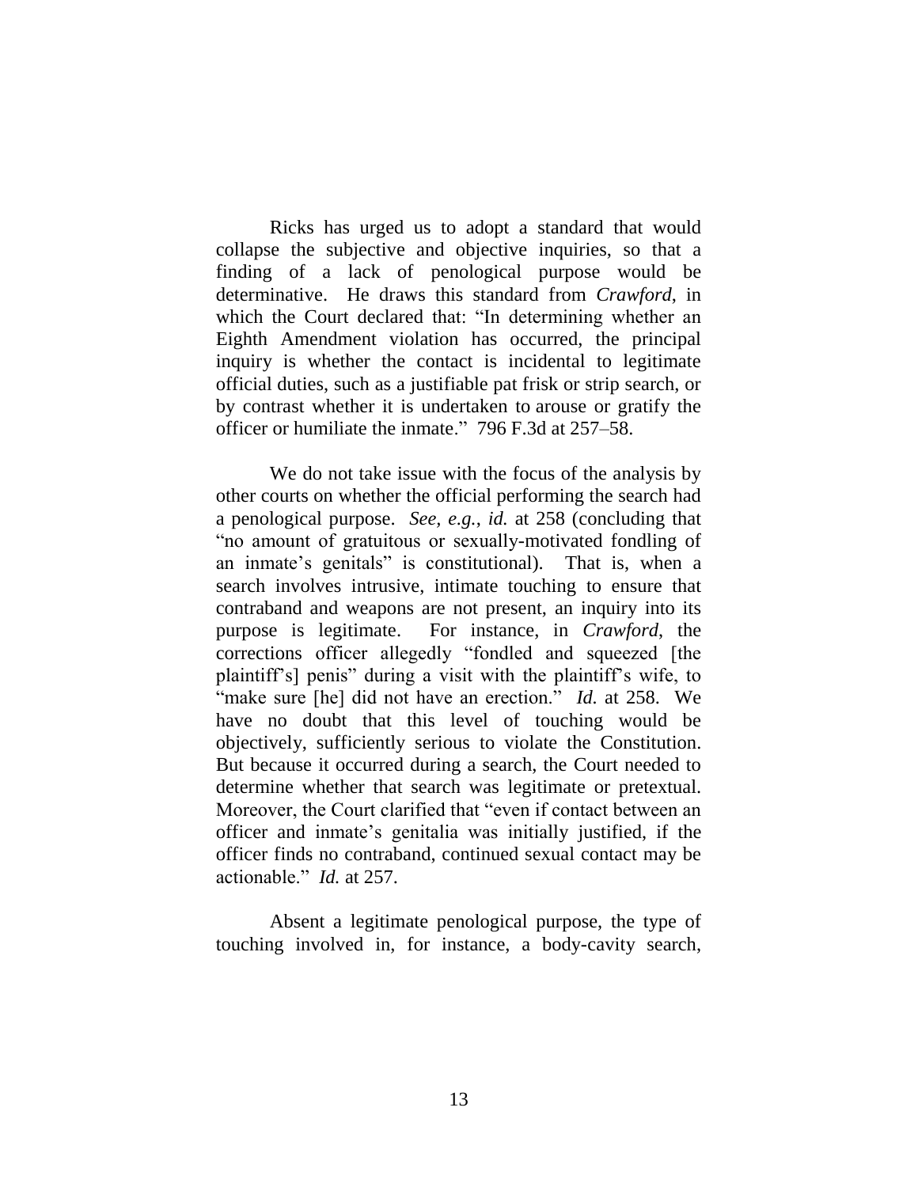Ricks has urged us to adopt a standard that would collapse the subjective and objective inquiries, so that a finding of a lack of penological purpose would be determinative. He draws this standard from *Crawford*, in which the Court declared that: "In determining whether an Eighth Amendment violation has occurred, the principal inquiry is whether the contact is incidental to legitimate official duties, such as a justifiable pat frisk or strip search, or by contrast whether it is undertaken to arouse or gratify the officer or humiliate the inmate." 796 F.3d at 257–58.

We do not take issue with the focus of the analysis by other courts on whether the official performing the search had a penological purpose. *See, e.g.*, *id.* at 258 (concluding that "no amount of gratuitous or sexually-motivated fondling of an inmate's genitals" is constitutional). That is, when a search involves intrusive, intimate touching to ensure that contraband and weapons are not present, an inquiry into its purpose is legitimate. For instance, in *Crawford*, the corrections officer allegedly "fondled and squeezed [the plaintiff's] penis" during a visit with the plaintiff's wife, to "make sure [he] did not have an erection." *Id.* at 258. We have no doubt that this level of touching would be objectively, sufficiently serious to violate the Constitution. But because it occurred during a search, the Court needed to determine whether that search was legitimate or pretextual. Moreover, the Court clarified that "even if contact between an officer and inmate's genitalia was initially justified, if the officer finds no contraband, continued sexual contact may be actionable." *Id.* at 257.

Absent a legitimate penological purpose, the type of touching involved in, for instance, a body-cavity search,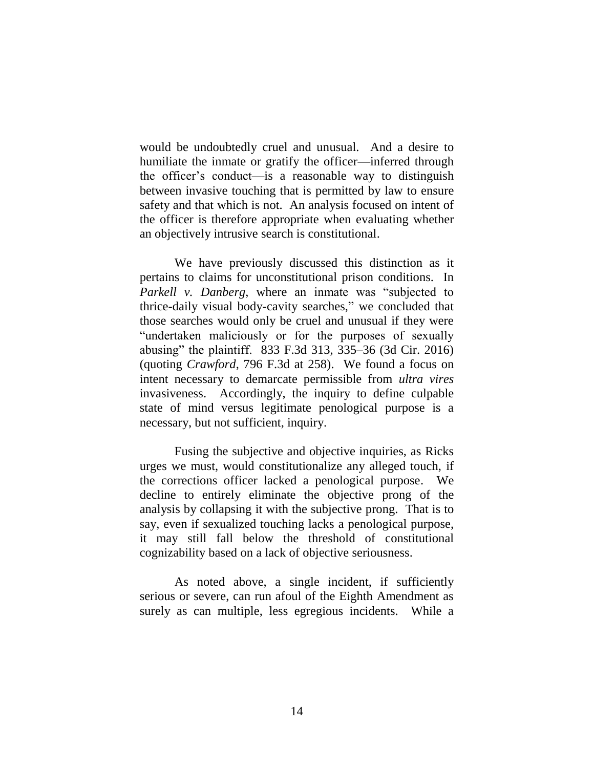would be undoubtedly cruel and unusual. And a desire to humiliate the inmate or gratify the officer—inferred through the officer's conduct—is a reasonable way to distinguish between invasive touching that is permitted by law to ensure safety and that which is not. An analysis focused on intent of the officer is therefore appropriate when evaluating whether an objectively intrusive search is constitutional.

We have previously discussed this distinction as it pertains to claims for unconstitutional prison conditions. In *Parkell v. Danberg*, where an inmate was "subjected to thrice-daily visual body-cavity searches," we concluded that those searches would only be cruel and unusual if they were "undertaken maliciously or for the purposes of sexually abusing" the plaintiff. 833 F.3d 313, 335–36 (3d Cir. 2016) (quoting *Crawford*, 796 F.3d at 258). We found a focus on intent necessary to demarcate permissible from *ultra vires* invasiveness. Accordingly, the inquiry to define culpable state of mind versus legitimate penological purpose is a necessary, but not sufficient, inquiry.

Fusing the subjective and objective inquiries, as Ricks urges we must, would constitutionalize any alleged touch, if the corrections officer lacked a penological purpose. We decline to entirely eliminate the objective prong of the analysis by collapsing it with the subjective prong. That is to say, even if sexualized touching lacks a penological purpose, it may still fall below the threshold of constitutional cognizability based on a lack of objective seriousness.

As noted above, a single incident, if sufficiently serious or severe, can run afoul of the Eighth Amendment as surely as can multiple, less egregious incidents. While a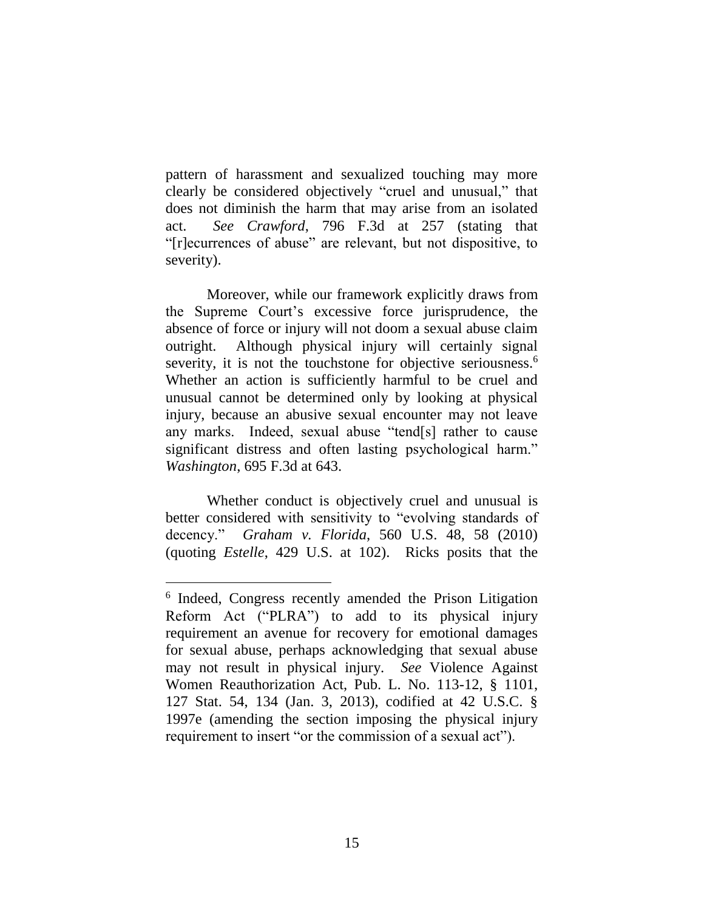pattern of harassment and sexualized touching may more clearly be considered objectively "cruel and unusual," that does not diminish the harm that may arise from an isolated act. *See Crawford*, 796 F.3d at 257 (stating that "[r]ecurrences of abuse" are relevant, but not dispositive, to severity).

Moreover, while our framework explicitly draws from the Supreme Court's excessive force jurisprudence, the absence of force or injury will not doom a sexual abuse claim outright. Although physical injury will certainly signal severity, it is not the touchstone for objective seriousness.[6] Whether an action is sufficiently harmful to be cruel and unusual cannot be determined only by looking at physical injury, because an abusive sexual encounter may not leave any marks. Indeed, sexual abuse "tend[s] rather to cause significant distress and often lasting psychological harm." *Washington*, 695 F.3d at 643.

Whether conduct is objectively cruel and unusual is better considered with sensitivity to "evolving standards of decency." *Graham v. Florida*, 560 U.S. 48, 58 (2010) (quoting *Estelle*, 429 U.S. at 102). Ricks posits that the

---

[6] Indeed, Congress recently amended the Prison Litigation Reform Act ("PLRA") to add to its physical injury requirement an avenue for recovery for emotional damages for sexual abuse, perhaps acknowledging that sexual abuse may not result in physical injury. *See* Violence Against Women Reauthorization Act, Pub. L. No. 113-12, § 1101, 127 Stat. 54, 134 (Jan. 3, 2013), codified at 42 U.S.C. § 1997e (amending the section imposing the physical injury requirement to insert "or the commission of a sexual act").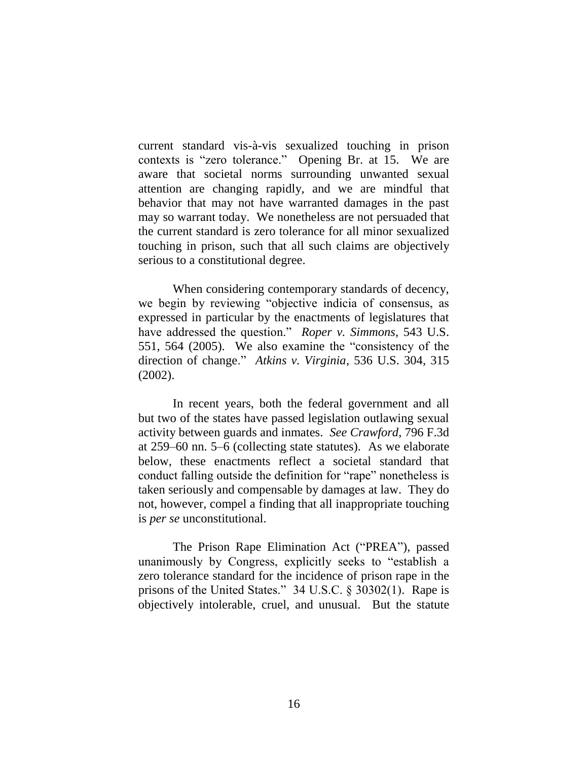current standard vis-à-vis sexualized touching in prison contexts is "zero tolerance." Opening Br. at 15. We are aware that societal norms surrounding unwanted sexual attention are changing rapidly, and we are mindful that behavior that may not have warranted damages in the past may so warrant today. We nonetheless are not persuaded that the current standard is zero tolerance for all minor sexualized touching in prison, such that all such claims are objectively serious to a constitutional degree.

When considering contemporary standards of decency, we begin by reviewing "objective indicia of consensus, as expressed in particular by the enactments of legislatures that have addressed the question." *Roper v. Simmons*, 543 U.S. 551, 564 (2005). We also examine the "consistency of the direction of change." *Atkins v. Virginia*, 536 U.S. 304, 315 (2002).

In recent years, both the federal government and all but two of the states have passed legislation outlawing sexual activity between guards and inmates. *See Crawford*, 796 F.3d at 259–60 nn. 5–6 (collecting state statutes). As we elaborate below, these enactments reflect a societal standard that conduct falling outside the definition for "rape" nonetheless is taken seriously and compensable by damages at law. They do not, however, compel a finding that all inappropriate touching is *per se* unconstitutional.

The Prison Rape Elimination Act ("PREA"), passed unanimously by Congress, explicitly seeks to "establish a zero tolerance standard for the incidence of prison rape in the prisons of the United States." 34 U.S.C. § 30302(1). Rape is objectively intolerable, cruel, and unusual. But the statute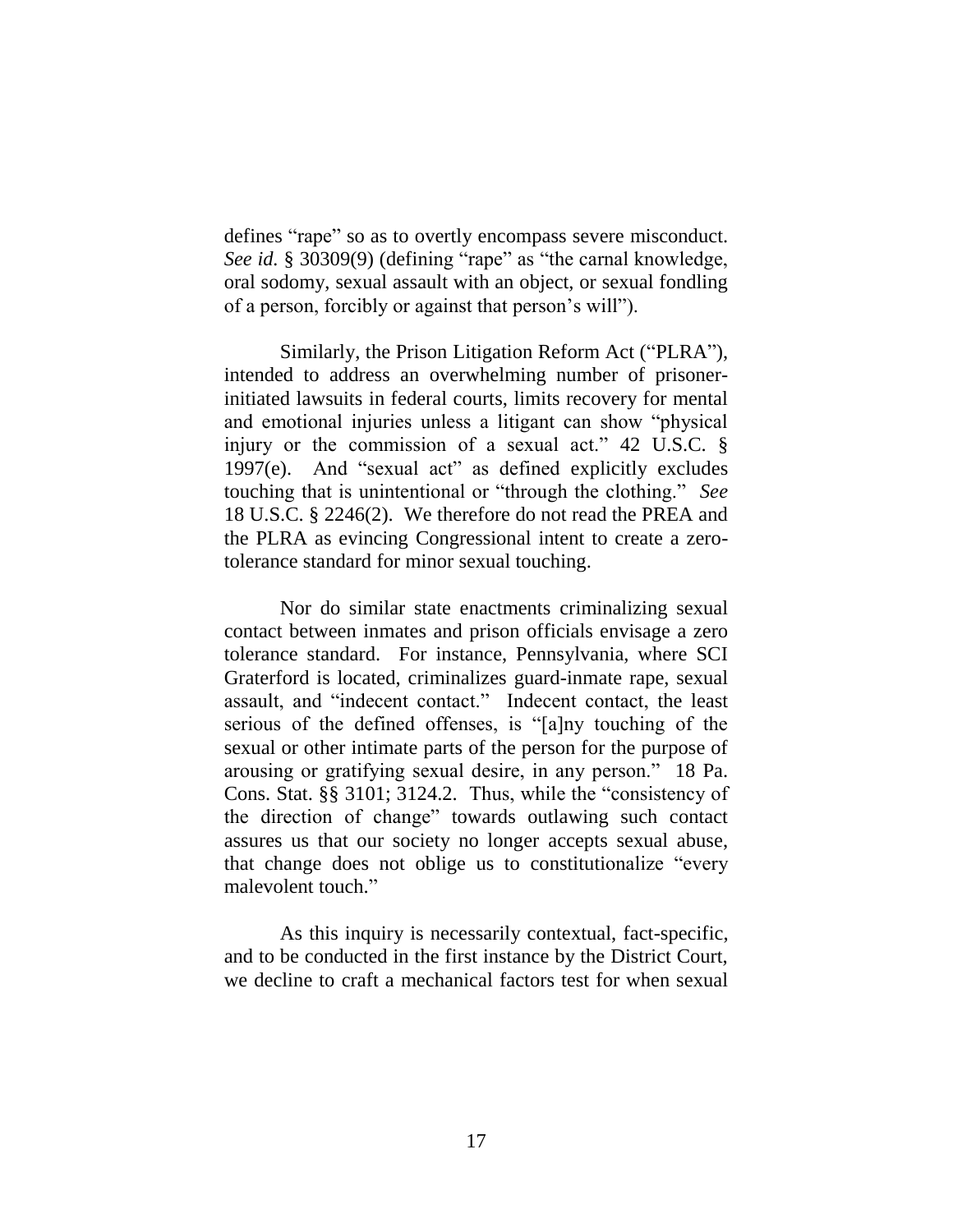defines "rape" so as to overtly encompass severe misconduct. *See id.* § 30309(9) (defining "rape" as "the carnal knowledge, oral sodomy, sexual assault with an object, or sexual fondling of a person, forcibly or against that person's will").

Similarly, the Prison Litigation Reform Act ("PLRA"), intended to address an overwhelming number of prisoner-initiated lawsuits in federal courts, limits recovery for mental and emotional injuries unless a litigant can show "physical injury or the commission of a sexual act." 42 U.S.C. § 1997(e). And "sexual act" as defined explicitly excludes touching that is unintentional or "through the clothing." *See* 18 U.S.C. § 2246(2). We therefore do not read the PREA and the PLRA as evincing Congressional intent to create a zero-tolerance standard for minor sexual touching.

Nor do similar state enactments criminalizing sexual contact between inmates and prison officials envisage a zero tolerance standard. For instance, Pennsylvania, where SCI Graterford is located, criminalizes guard-inmate rape, sexual assault, and "indecent contact." Indecent contact, the least serious of the defined offenses, is "[a]ny touching of the sexual or other intimate parts of the person for the purpose of arousing or gratifying sexual desire, in any person." 18 Pa. Cons. Stat. §§ 3101; 3124.2. Thus, while the "consistency of the direction of change" towards outlawing such contact assures us that our society no longer accepts sexual abuse, that change does not oblige us to constitutionalize "every malevolent touch."

As this inquiry is necessarily contextual, fact-specific, and to be conducted in the first instance by the District Court, we decline to craft a mechanical factors test for when sexual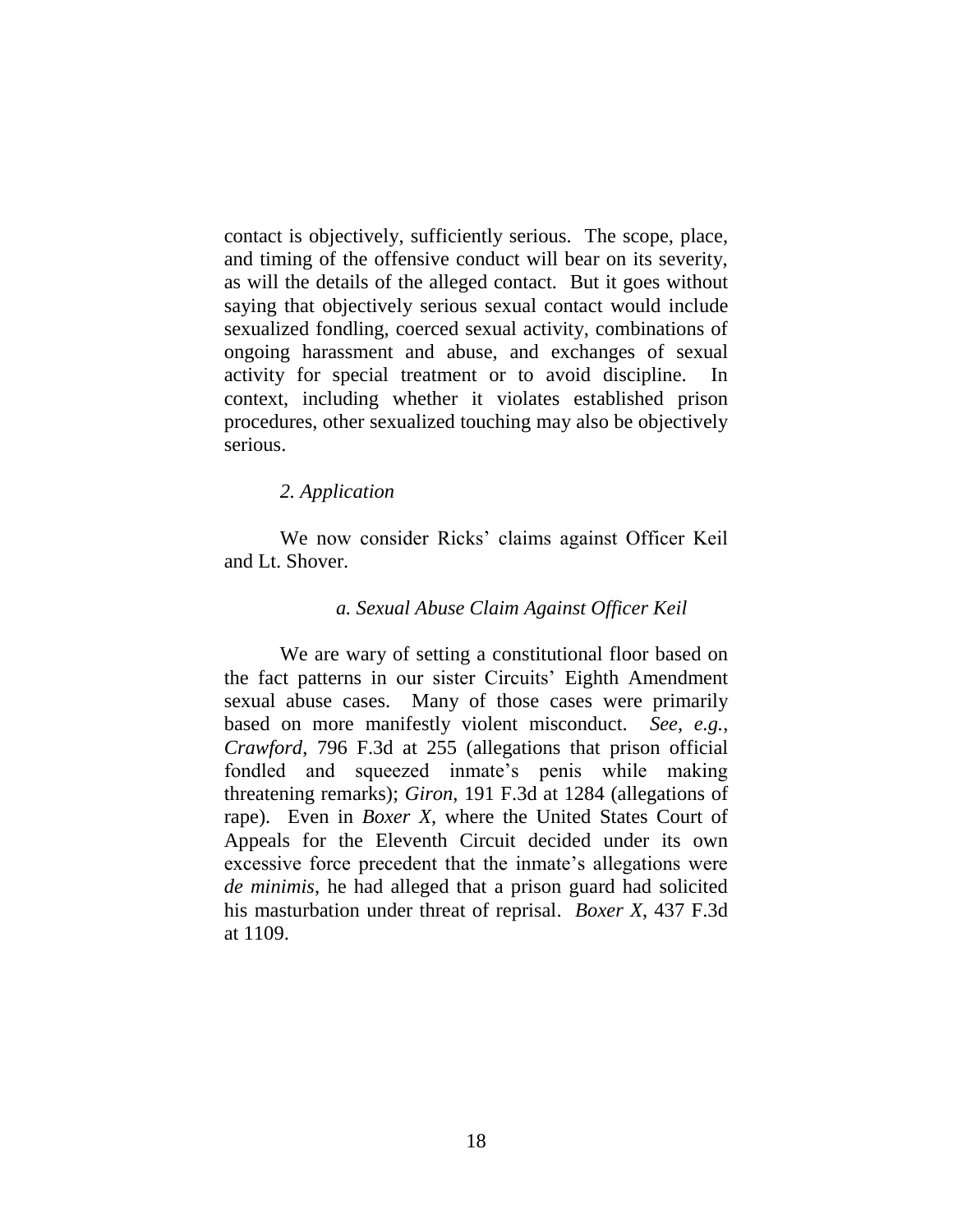contact is objectively, sufficiently serious. The scope, place, and timing of the offensive conduct will bear on its severity, as will the details of the alleged contact. But it goes without saying that objectively serious sexual contact would include sexualized fondling, coerced sexual activity, combinations of ongoing harassment and abuse, and exchanges of sexual activity for special treatment or to avoid discipline. In context, including whether it violates established prison procedures, other sexualized touching may also be objectively serious.

### *2. Application*

We now consider Ricks' claims against Officer Keil and Lt. Shover.

#### *a. Sexual Abuse Claim Against Officer Keil*

We are wary of setting a constitutional floor based on the fact patterns in our sister Circuits' Eighth Amendment sexual abuse cases. Many of those cases were primarily based on more manifestly violent misconduct. *See, e.g.*, *Crawford*, 796 F.3d at 255 (allegations that prison official fondled and squeezed inmate's penis while making threatening remarks); *Giron*, 191 F.3d at 1284 (allegations of rape). Even in *Boxer X*, where the United States Court of Appeals for the Eleventh Circuit decided under its own excessive force precedent that the inmate's allegations were *de minimis*, he had alleged that a prison guard had solicited his masturbation under threat of reprisal. *Boxer X*, 437 F.3d at 1109.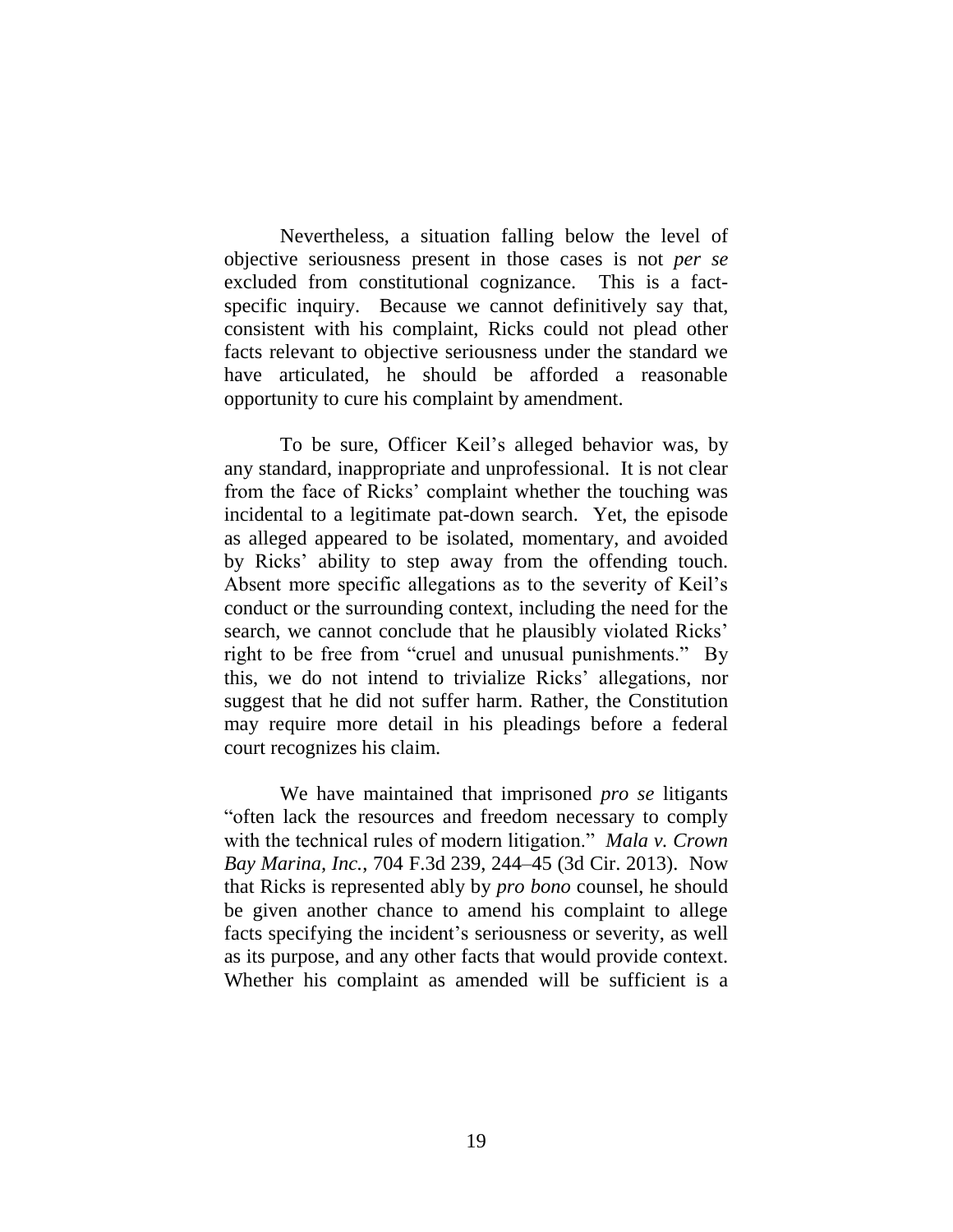Nevertheless, a situation falling below the level of objective seriousness present in those cases is not *per se* excluded from constitutional cognizance. This is a fact-specific inquiry. Because we cannot definitively say that, consistent with his complaint, Ricks could not plead other facts relevant to objective seriousness under the standard we have articulated, he should be afforded a reasonable opportunity to cure his complaint by amendment.

To be sure, Officer Keil's alleged behavior was, by any standard, inappropriate and unprofessional. It is not clear from the face of Ricks' complaint whether the touching was incidental to a legitimate pat-down search. Yet, the episode as alleged appeared to be isolated, momentary, and avoided by Ricks' ability to step away from the offending touch. Absent more specific allegations as to the severity of Keil's conduct or the surrounding context, including the need for the search, we cannot conclude that he plausibly violated Ricks' right to be free from "cruel and unusual punishments." By this, we do not intend to trivialize Ricks' allegations, nor suggest that he did not suffer harm. Rather, the Constitution may require more detail in his pleadings before a federal court recognizes his claim.

We have maintained that imprisoned *pro se* litigants "often lack the resources and freedom necessary to comply with the technical rules of modern litigation." *Mala v. Crown Bay Marina, Inc.*, 704 F.3d 239, 244–45 (3d Cir. 2013). Now that Ricks is represented ably by *pro bono* counsel, he should be given another chance to amend his complaint to allege facts specifying the incident's seriousness or severity, as well as its purpose, and any other facts that would provide context. Whether his complaint as amended will be sufficient is a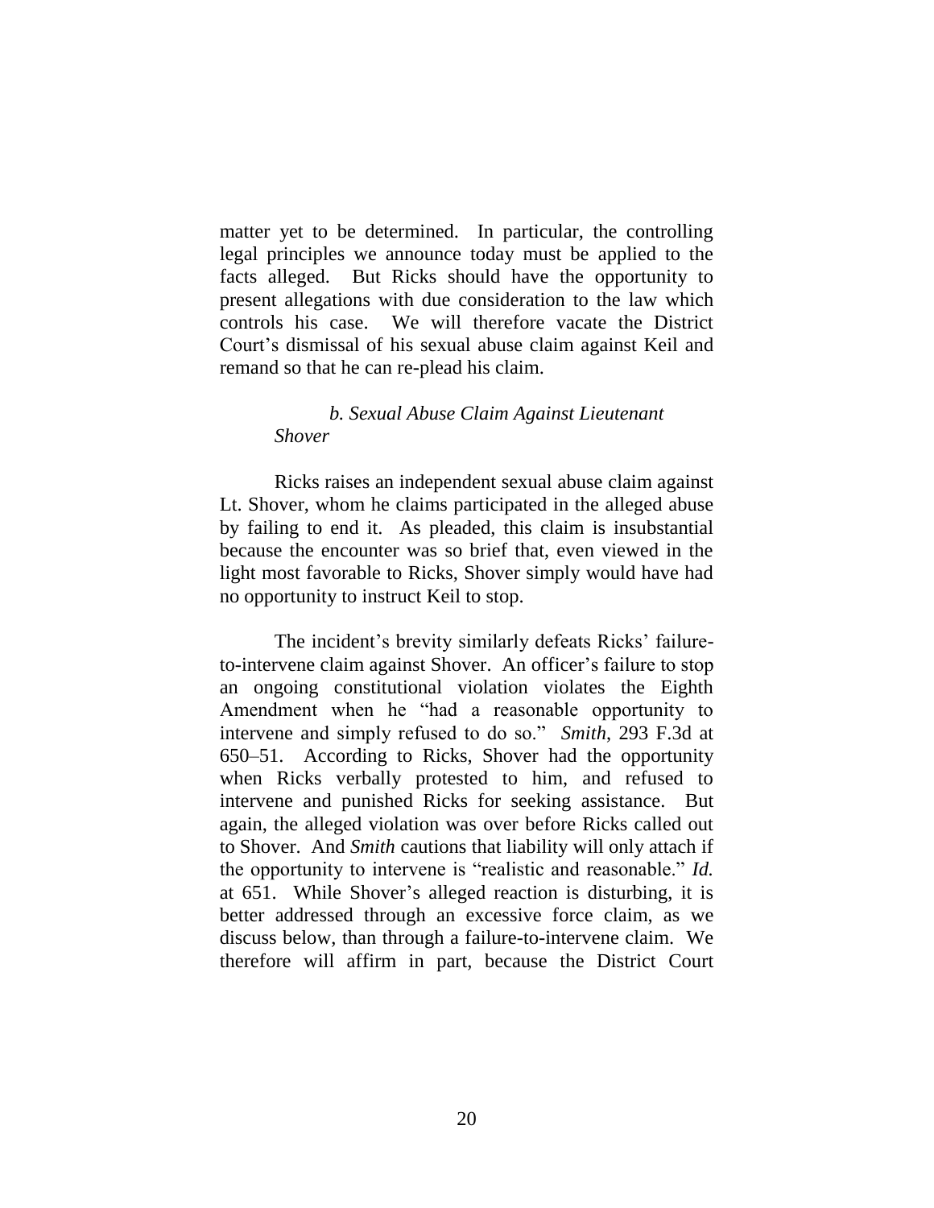matter yet to be determined. In particular, the controlling legal principles we announce today must be applied to the facts alleged. But Ricks should have the opportunity to present allegations with due consideration to the law which controls his case. We will therefore vacate the District Court's dismissal of his sexual abuse claim against Keil and remand so that he can re-plead his claim.

#### *b. Sexual Abuse Claim Against Lieutenant Shover*

Ricks raises an independent sexual abuse claim against Lt. Shover, whom he claims participated in the alleged abuse by failing to end it. As pleaded, this claim is insubstantial because the encounter was so brief that, even viewed in the light most favorable to Ricks, Shover simply would have had no opportunity to instruct Keil to stop.

The incident's brevity similarly defeats Ricks' failure-to-intervene claim against Shover. An officer's failure to stop an ongoing constitutional violation violates the Eighth Amendment when he "had a reasonable opportunity to intervene and simply refused to do so." *Smith*, 293 F.3d at 650–51. According to Ricks, Shover had the opportunity when Ricks verbally protested to him, and refused to intervene and punished Ricks for seeking assistance. But again, the alleged violation was over before Ricks called out to Shover. And *Smith* cautions that liability will only attach if the opportunity to intervene is "realistic and reasonable." *Id.* at 651. While Shover's alleged reaction is disturbing, it is better addressed through an excessive force claim, as we discuss below, than through a failure-to-intervene claim. We therefore will affirm in part, because the District Court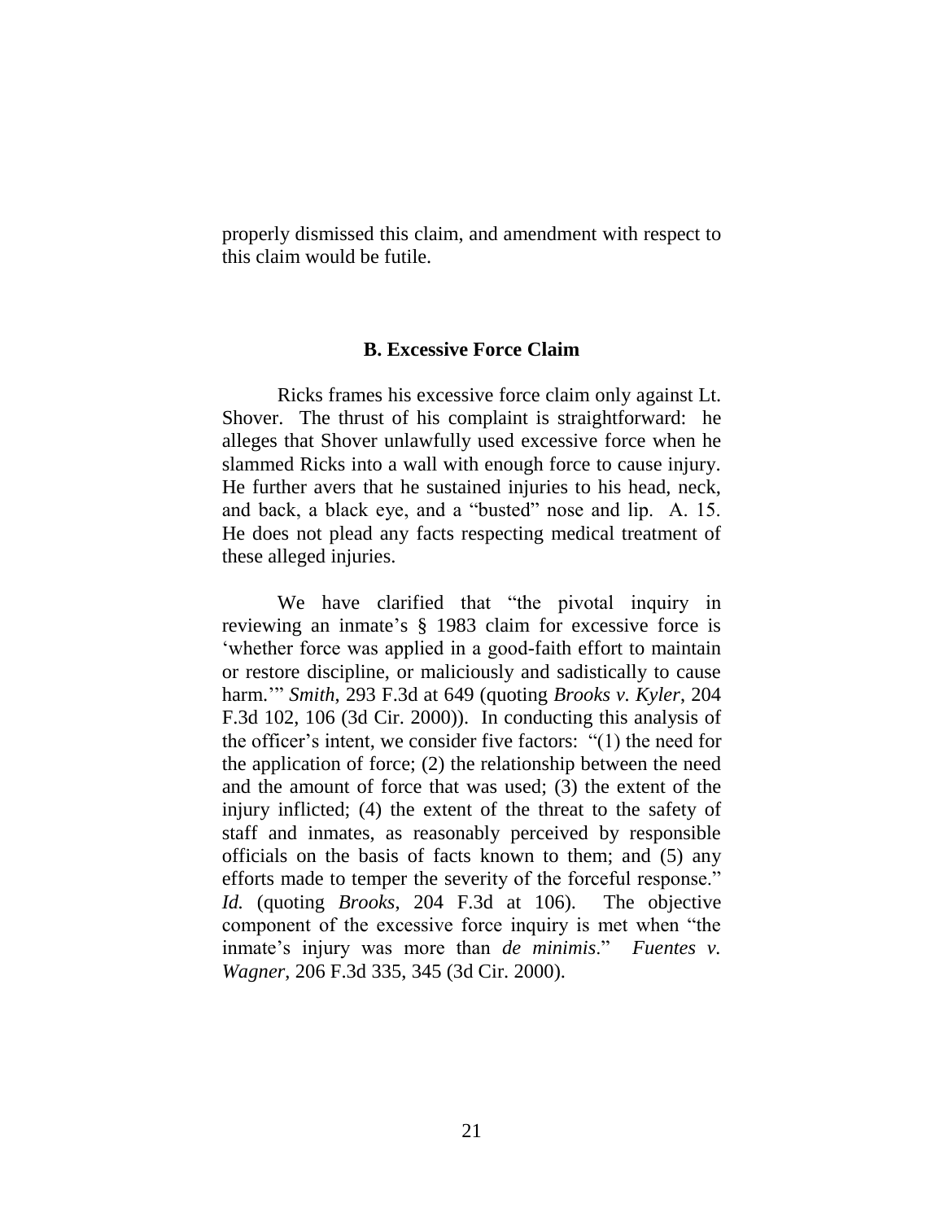properly dismissed this claim, and amendment with respect to this claim would be futile.

### B. Excessive Force Claim

Ricks frames his excessive force claim only against Lt. Shover. The thrust of his complaint is straightforward: he alleges that Shover unlawfully used excessive force when he slammed Ricks into a wall with enough force to cause injury. He further avers that he sustained injuries to his head, neck, and back, a black eye, and a "busted" nose and lip. A. 15. He does not plead any facts respecting medical treatment of these alleged injuries.

We have clarified that "the pivotal inquiry in reviewing an inmate's § 1983 claim for excessive force is 'whether force was applied in a good-faith effort to maintain or restore discipline, or maliciously and sadistically to cause harm.'" *Smith*, 293 F.3d at 649 (quoting *Brooks v. Kyler*, 204 F.3d 102, 106 (3d Cir. 2000)). In conducting this analysis of the officer's intent, we consider five factors: "(1) the need for the application of force; (2) the relationship between the need and the amount of force that was used; (3) the extent of the injury inflicted; (4) the extent of the threat to the safety of staff and inmates, as reasonably perceived by responsible officials on the basis of facts known to them; and (5) any efforts made to temper the severity of the forceful response." *Id.* (quoting *Brooks*, 204 F.3d at 106). The objective component of the excessive force inquiry is met when "the inmate's injury was more than *de minimis*." *Fuentes v. Wagner*, 206 F.3d 335, 345 (3d Cir. 2000).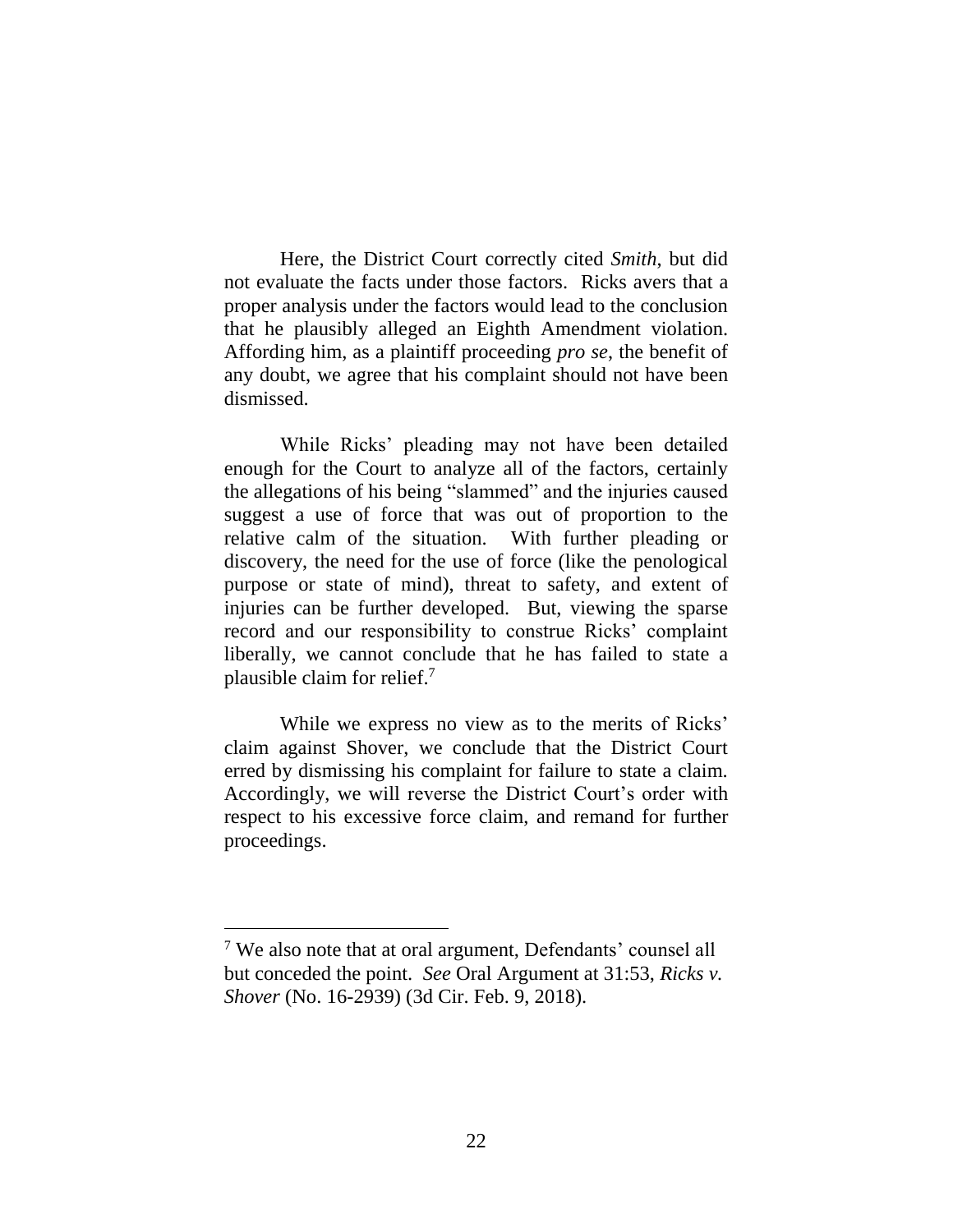Here, the District Court correctly cited *Smith*, but did not evaluate the facts under those factors. Ricks avers that a proper analysis under the factors would lead to the conclusion that he plausibly alleged an Eighth Amendment violation. Affording him, as a plaintiff proceeding *pro se*, the benefit of any doubt, we agree that his complaint should not have been dismissed.

While Ricks' pleading may not have been detailed enough for the Court to analyze all of the factors, certainly the allegations of his being "slammed" and the injuries caused suggest a use of force that was out of proportion to the relative calm of the situation. With further pleading or discovery, the need for the use of force (like the penological purpose or state of mind), threat to safety, and extent of injuries can be further developed. But, viewing the sparse record and our responsibility to construe Ricks' complaint liberally, we cannot conclude that he has failed to state a plausible claim for relief.[7]

While we express no view as to the merits of Ricks' claim against Shover, we conclude that the District Court erred by dismissing his complaint for failure to state a claim. Accordingly, we will reverse the District Court's order with respect to his excessive force claim, and remand for further proceedings.

---

[7] We also note that at oral argument, Defendants' counsel all but conceded the point. *See* Oral Argument at 31:53, *Ricks v. Shover* (No. 16-2939) (3d Cir. Feb. 9, 2018).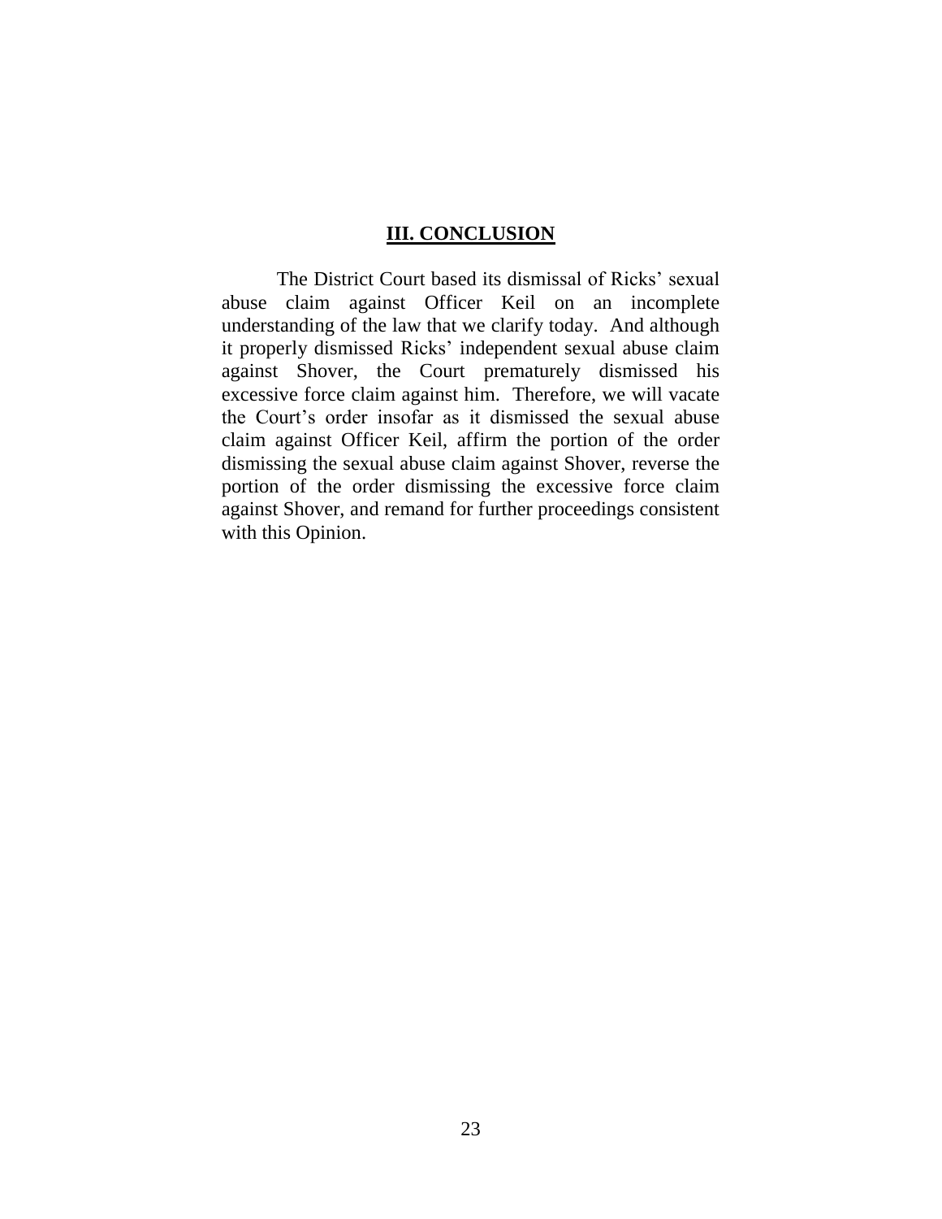## III. CONCLUSION

The District Court based its dismissal of Ricks' sexual abuse claim against Officer Keil on an incomplete understanding of the law that we clarify today. And although it properly dismissed Ricks' independent sexual abuse claim against Shover, the Court prematurely dismissed his excessive force claim against him. Therefore, we will vacate the Court's order insofar as it dismissed the sexual abuse claim against Officer Keil, affirm the portion of the order dismissing the sexual abuse claim against Shover, reverse the portion of the order dismissing the excessive force claim against Shover, and remand for further proceedings consistent with this Opinion.